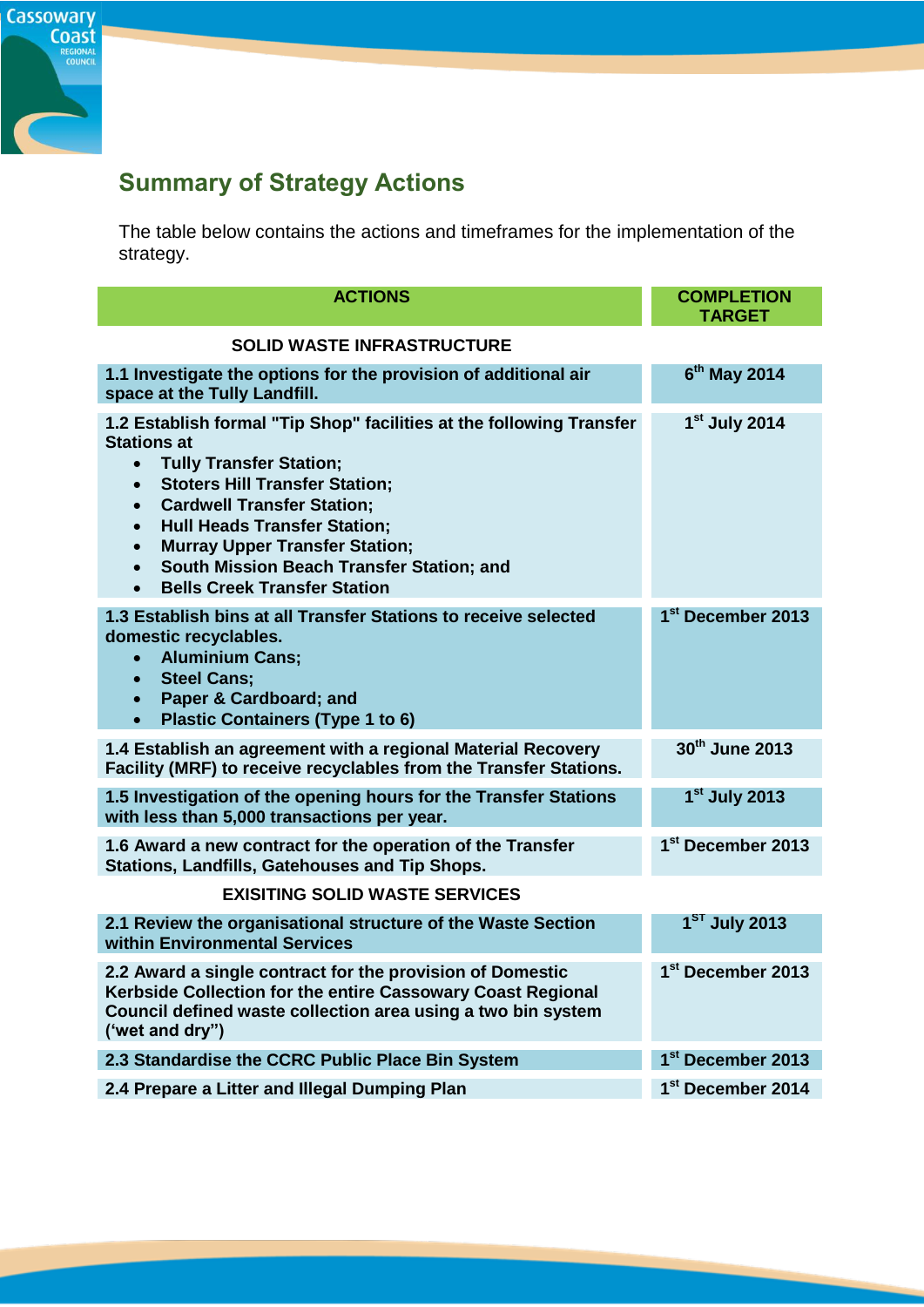## Summary of Strategy Actions

The table below contains the actions and timeframes for the implementation of the strategy.

| ACTIONS | COMPLETION TARGET |
|---|---|
| **SOLID WASTE INFRASTRUCTURE** | |
| **1.1 Investigate the options for the provision of additional air space at the Tully Landfill.** | **6th May 2014** |
| **1.2 Establish formal "Tip Shop" facilities at the following Transfer Stations at**<br>• **Tully Transfer Station;**<br>• **Stoters Hill Transfer Station;**<br>• **Cardwell Transfer Station;**<br>• **Hull Heads Transfer Station;**<br>• **Murray Upper Transfer Station;**<br>• **South Mission Beach Transfer Station; and**<br>• **Bells Creek Transfer Station** | **1st July 2014** |
| **1.3 Establish bins at all Transfer Stations to receive selected domestic recyclables.**<br>• **Aluminium Cans;**<br>• **Steel Cans;**<br>• **Paper & Cardboard; and**<br>• **Plastic Containers (Type 1 to 6)** | **1st December 2013** |
| **1.4 Establish an agreement with a regional Material Recovery Facility (MRF) to receive recyclables from the Transfer Stations.** | **30th June 2013** |
| **1.5 Investigation of the opening hours for the Transfer Stations with less than 5,000 transactions per year.** | **1st July 2013** |
| **1.6 Award a new contract for the operation of the Transfer Stations, Landfills, Gatehouses and Tip Shops.** | **1st December 2013** |
| **EXISITING SOLID WASTE SERVICES** | |
| **2.1 Review the organisational structure of the Waste Section within Environmental Services** | **1ST July 2013** |
| **2.2 Award a single contract for the provision of Domestic Kerbside Collection for the entire Cassowary Coast Regional Council defined waste collection area using a two bin system ('wet and dry")** | **1st December 2013** |
| **2.3 Standardise the CCRC Public Place Bin System** | **1st December 2013** |
| **2.4 Prepare a Litter and Illegal Dumping Plan** | **1st December 2014** |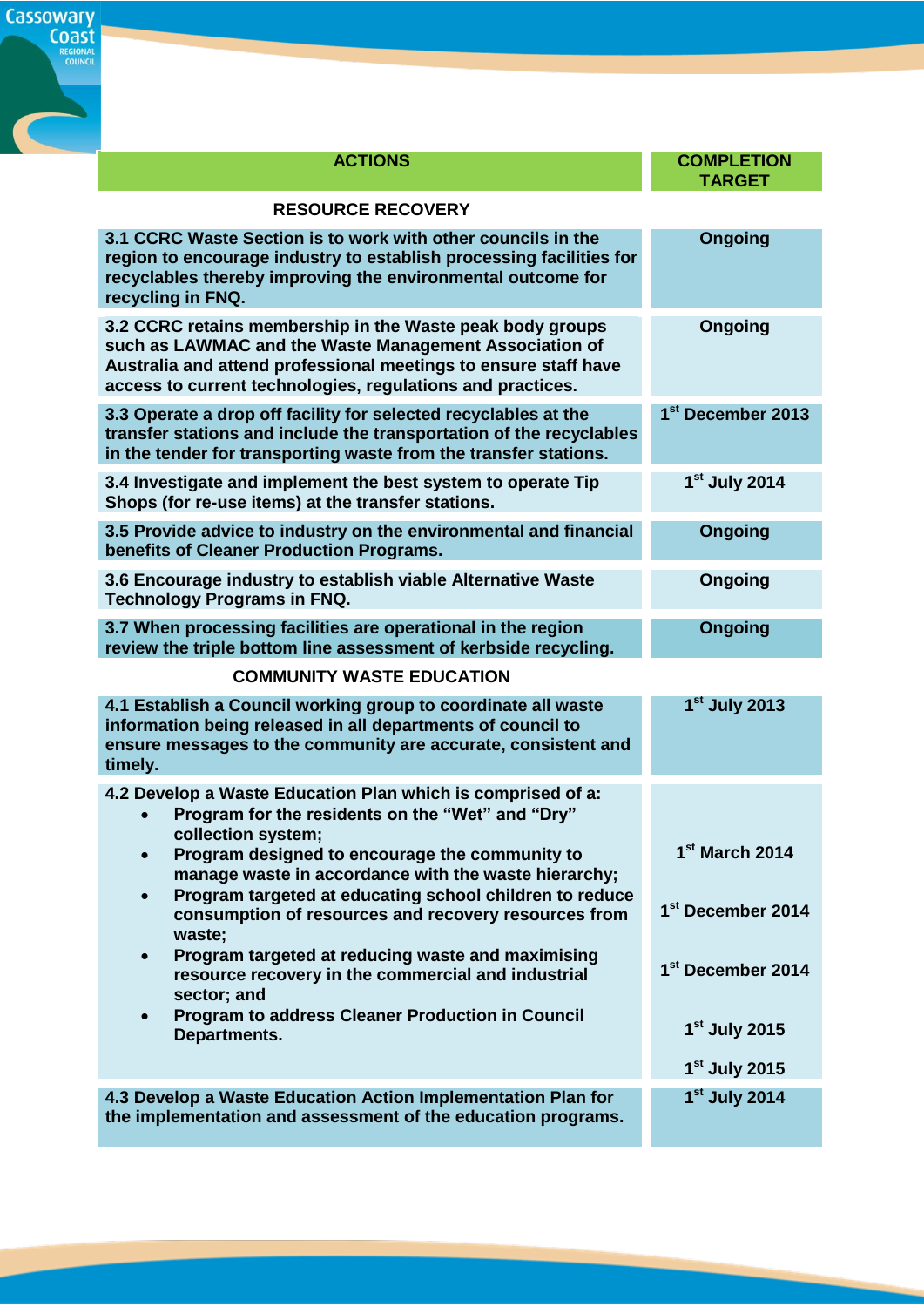| ACTIONS | COMPLETION TARGET |
| --- | --- |
| **RESOURCE RECOVERY** | |
| **3.1 CCRC Waste Section is to work with other councils in the region to encourage industry to establish processing facilities for recyclables thereby improving the environmental outcome for recycling in FNQ.** | **Ongoing** |
| **3.2 CCRC retains membership in the Waste peak body groups such as LAWMAC and the Waste Management Association of Australia and attend professional meetings to ensure staff have access to current technologies, regulations and practices.** | **Ongoing** |
| **3.3 Operate a drop off facility for selected recyclables at the transfer stations and include the transportation of the recyclables in the tender for transporting waste from the transfer stations.** | **1st December 2013** |
| **3.4 Investigate and implement the best system to operate Tip Shops (for re-use items) at the transfer stations.** | **1st July 2014** |
| **3.5 Provide advice to industry on the environmental and financial benefits of Cleaner Production Programs.** | **Ongoing** |
| **3.6 Encourage industry to establish viable Alternative Waste Technology Programs in FNQ.** | **Ongoing** |
| **3.7 When processing facilities are operational in the region review the triple bottom line assessment of kerbside recycling.** | **Ongoing** |
| **COMMUNITY WASTE EDUCATION** | |
| **4.1 Establish a Council working group to coordinate all waste information being released in all departments of council to ensure messages to the community are accurate, consistent and timely.** | **1st July 2013** |
| **4.2 Develop a Waste Education Plan which is comprised of a:**<br>• **Program for the residents on the "Wet" and "Dry" collection system;**<br>• **Program designed to encourage the community to manage waste in accordance with the waste hierarchy;**<br>• **Program targeted at educating school children to reduce consumption of resources and recovery resources from waste;**<br>• **Program targeted at reducing waste and maximising resource recovery in the commercial and industrial sector; and**<br>• **Program to address Cleaner Production in Council Departments.** | **1st March 2014**<br>**1st December 2014**<br>**1st December 2014**<br>**1st July 2015**<br>**1st July 2015** |
| **4.3 Develop a Waste Education Action Implementation Plan for the implementation and assessment of the education programs.** | **1st July 2014** |